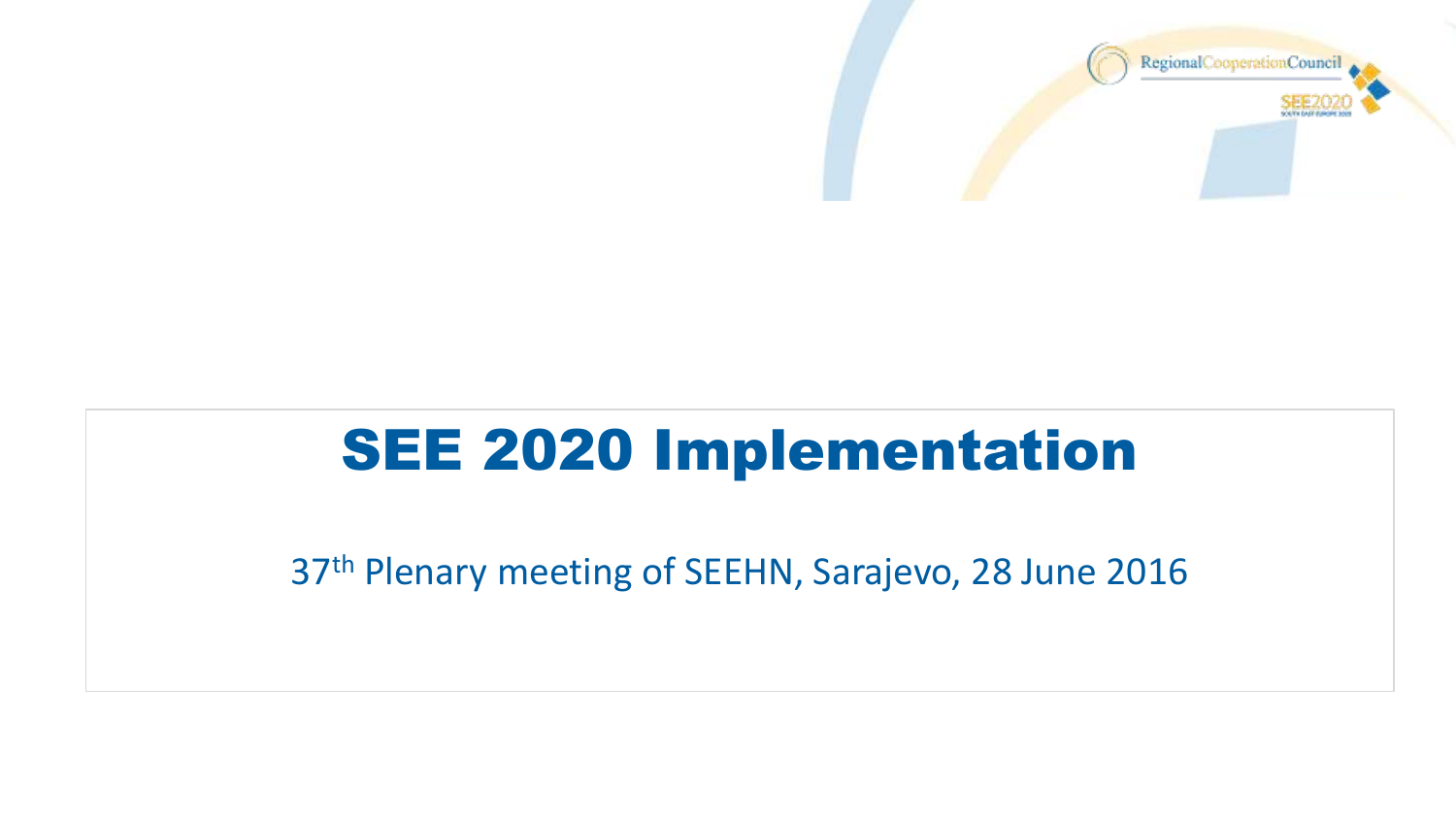# SEE 2020 Implementation

37th Plenary meeting of SEEHN, Sarajevo, 28 June 2016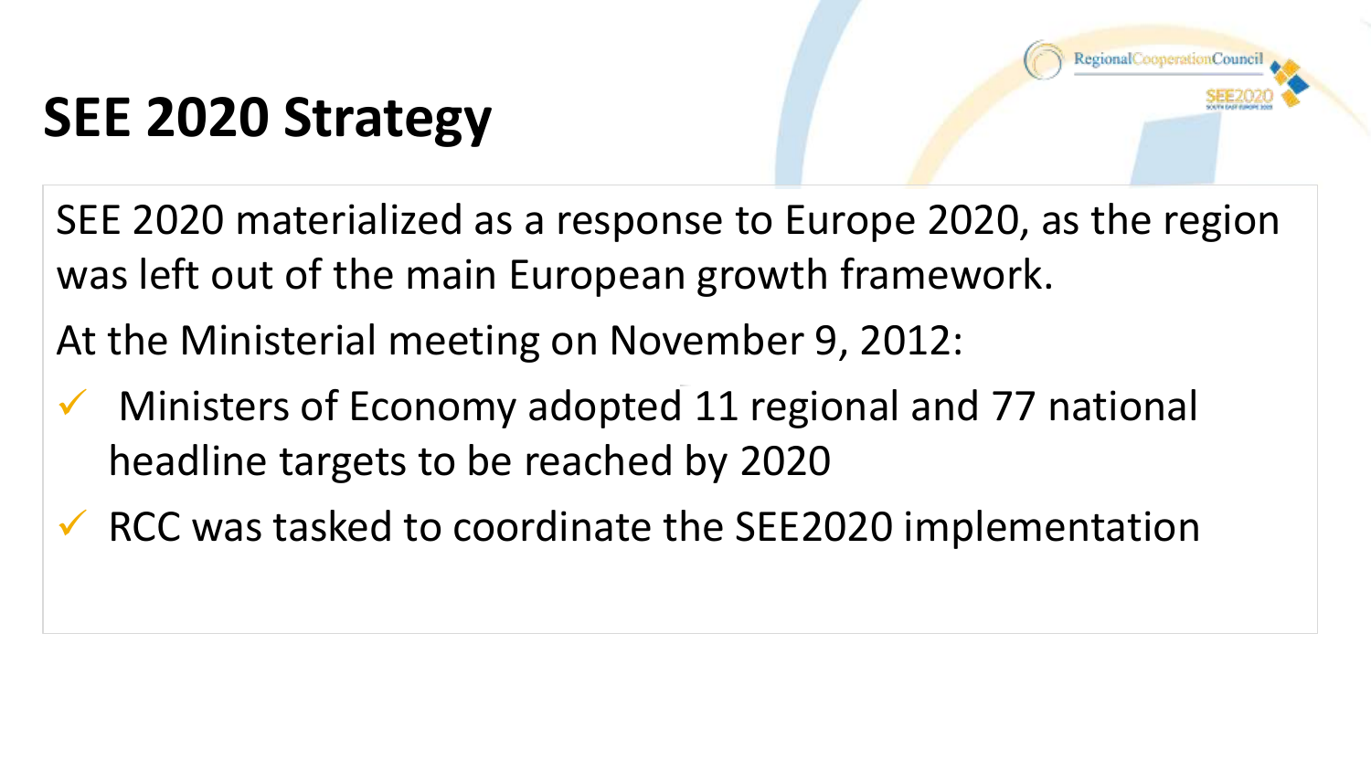# SEE 2020 Strategy

SEE 2020 materialized as a response to Europe 2020, as the region was left out of the main European growth framework.

At the Ministerial meeting on November 9, 2012:

- ✓ Ministers of Economy adopted 11 regional and 77 national headline targets to be reached by 2020
- ✓ RCC was tasked to coordinate the SEE2020 implementation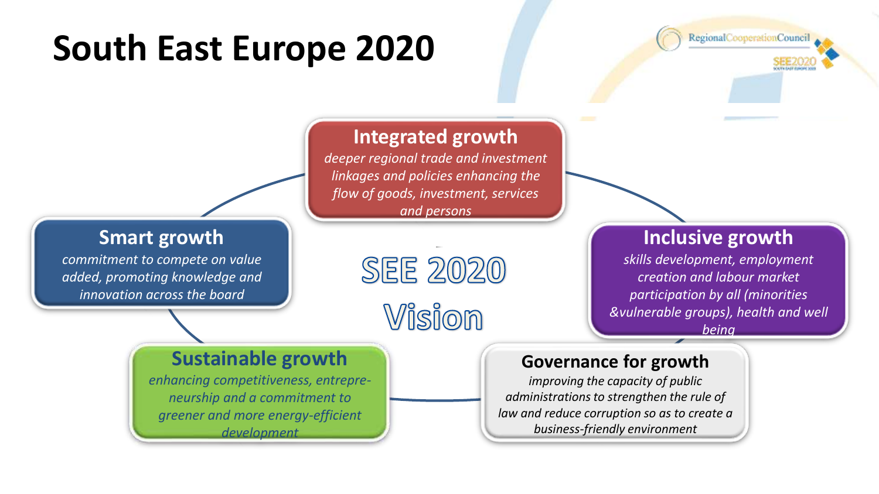# South East Europe 2020

## SEE 2020 Vision

### Integrated growth

*deeper regional trade and investment linkages and policies enhancing the flow of goods, investment, services and persons*

### Smart growth

*commitment to compete on value added, promoting knowledge and innovation across the board*

### Inclusive growth

*skills development, employment creation and labour market participation by all (minorities &vulnerable groups), health and well being*

### Sustainable growth

*enhancing competitiveness, entrepre-neurship and a commitment to greener and more energy-efficient development*

### Governance for growth

*improving the capacity of public administrations to strengthen the rule of law and reduce corruption so as to create a business-friendly environment*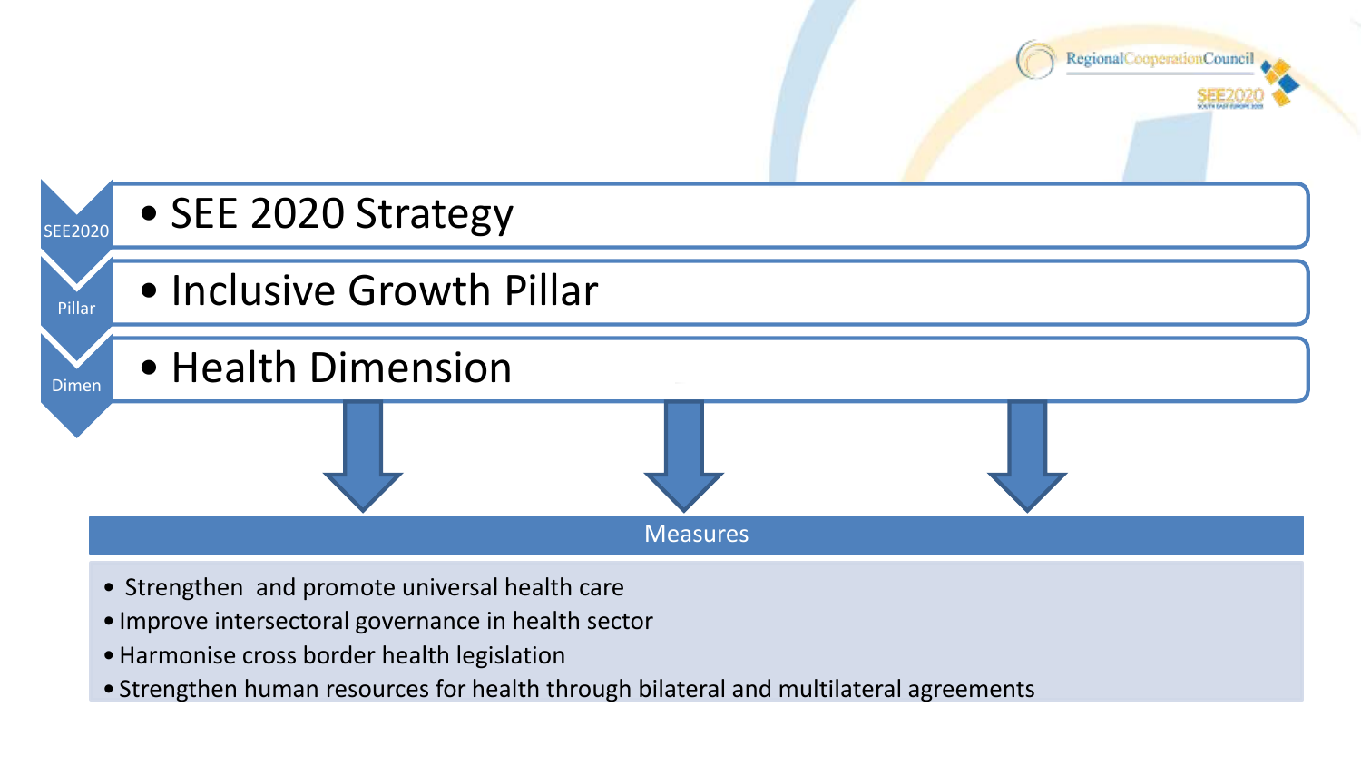SEE2020

- SEE 2020 Strategy

Pillar

- Inclusive Growth Pillar

Dimen

- Health Dimension

Measures

- Strengthen and promote universal health care
- Improve intersectoral governance in health sector
- Harmonise cross border health legislation
- Strengthen human resources for health through bilateral and multilateral agreements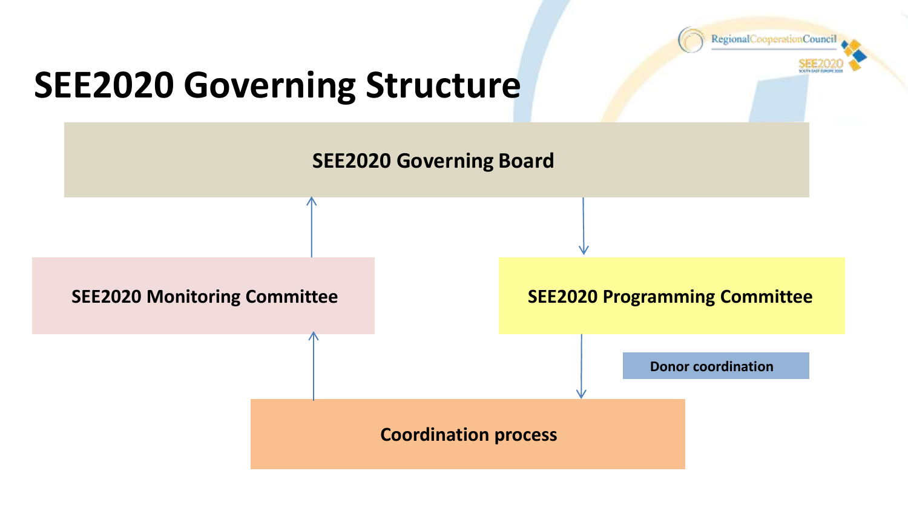# SEE2020 Governing Structure

SEE2020 Governing Board

SEE2020 Monitoring Committee

SEE2020 Programming Committee

Donor coordination

Coordination process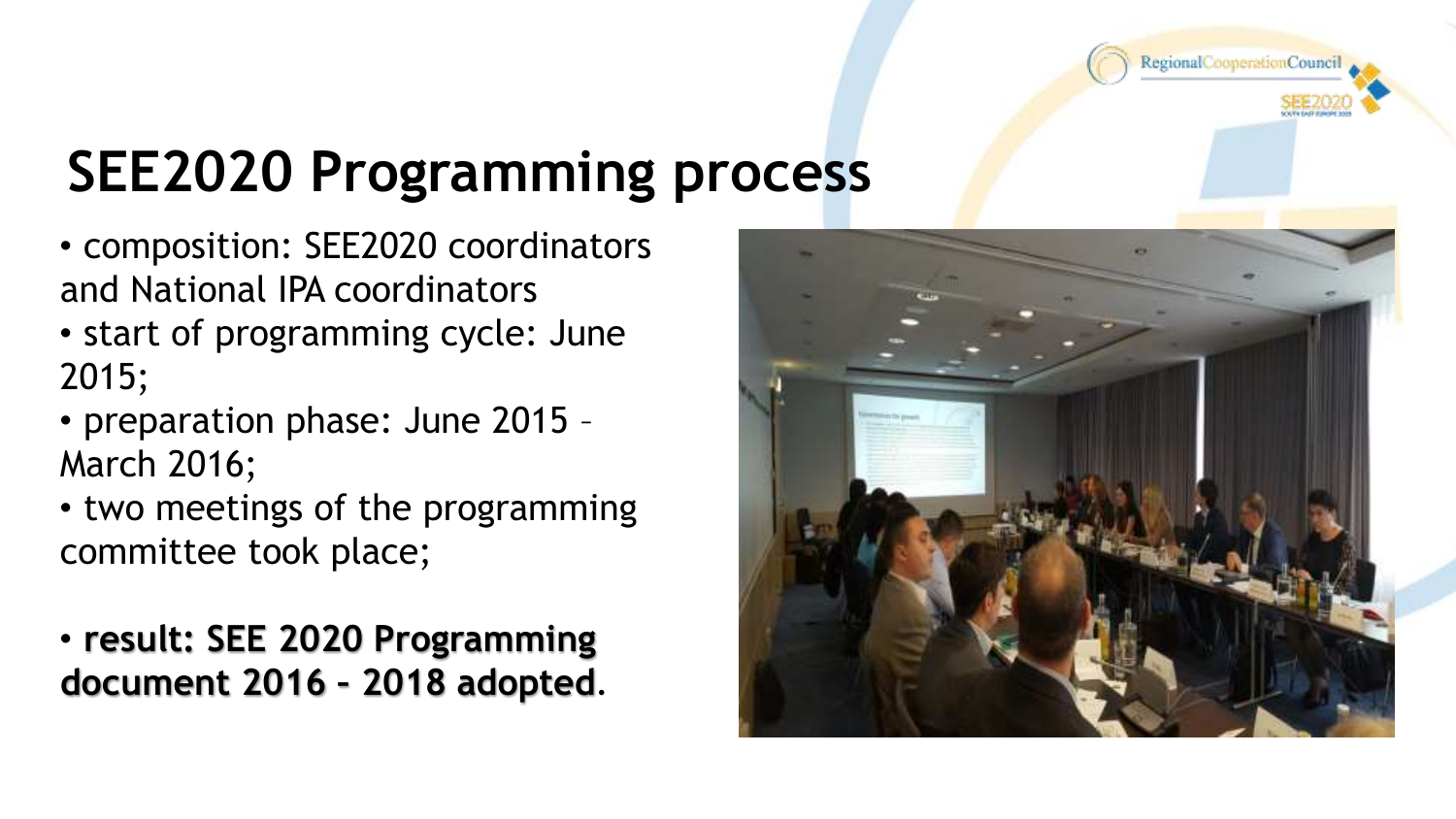# SEE2020 Programming process

- composition: SEE2020 coordinators and National IPA coordinators
- start of programming cycle: June 2015;
- preparation phase: June 2015 – March 2016;
- two meetings of the programming committee took place;

- **result: SEE 2020 Programming document 2016 – 2018 adopted**.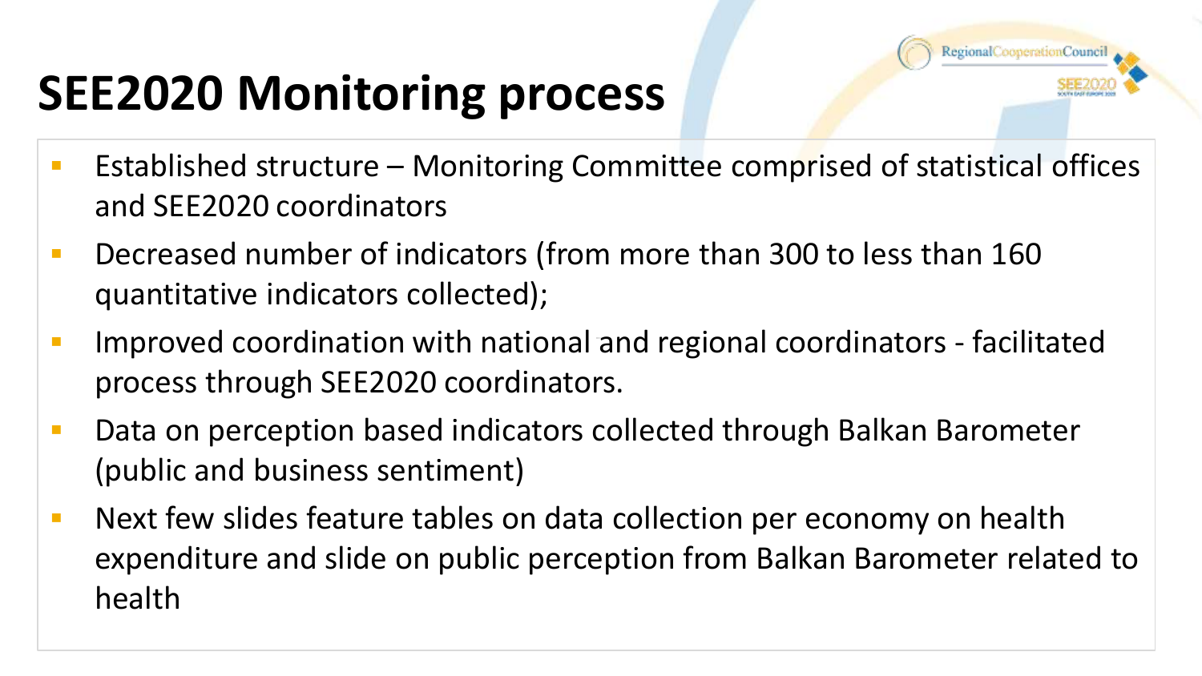# SEE2020 Monitoring process

- Established structure – Monitoring Committee comprised of statistical offices and SEE2020 coordinators
- Decreased number of indicators (from more than 300 to less than 160 quantitative indicators collected);
- Improved coordination with national and regional coordinators - facilitated process through SEE2020 coordinators.
- Data on perception based indicators collected through Balkan Barometer (public and business sentiment)
- Next few slides feature tables on data collection per economy on health expenditure and slide on public perception from Balkan Barometer related to health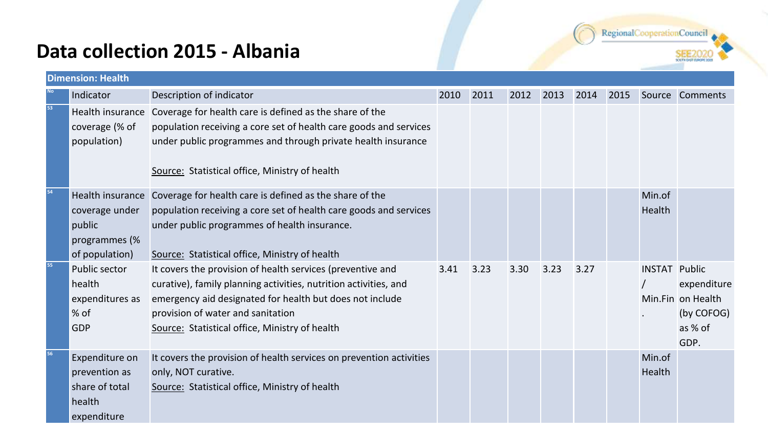# Data collection 2015 - Albania

| Dimension: Health | | | | | | | | | | |
|---|---|---|---|---|---|---|---|---|---|---|
| No | Indicator | Description of indicator | 2010 | 2011 | 2012 | 2013 | 2014 | 2015 | Source | Comments |
| 53 | Health insurance coverage (% of population) | Coverage for health care is defined as the share of the population receiving a core set of health care goods and services under public programmes and through private health insurance<br><br>Source: Statistical office, Ministry of health | | | | | | | | |
| 54 | Health insurance coverage under public programmes (% of population) | Coverage for health care is defined as the share of the population receiving a core set of health care goods and services under public programmes of health insurance.<br><br>Source: Statistical office, Ministry of health | | | | | | | Min.of Health | |
| 55 | Public sector health expenditures as % of GDP | It covers the provision of health services (preventive and curative), family planning activities, nutrition activities, and emergency aid designated for health but does not include provision of water and sanitation<br>Source: Statistical office, Ministry of health | 3.41 | 3.23 | 3.30 | 3.23 | 3.27 | | INSTAT / Min.Fin. | Public expenditure on Health (by COFOG) as % of GDP. |
| 56 | Expenditure on prevention as share of total health expenditure | It covers the provision of health services on prevention activities only, NOT curative.<br>Source: Statistical office, Ministry of health | | | | | | | Min.of Health | |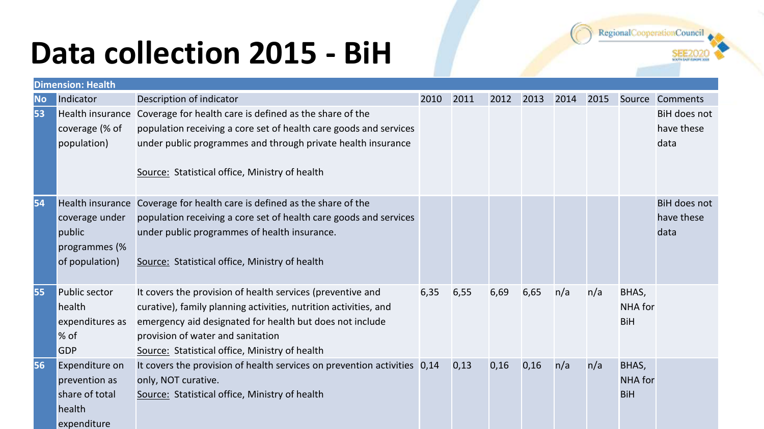# Data collection 2015 - BiH

| Dimension: Health | | | | | | | | | | |
|---|---|---|---|---|---|---|---|---|---|---|
| **No** | Indicator | Description of indicator | 2010 | 2011 | 2012 | 2013 | 2014 | 2015 | Source | Comments |
| **53** | Health insurance coverage (% of population) | Coverage for health care is defined as the share of the population receiving a core set of health care goods and services under public programmes and through private health insurance<br><br>Source: Statistical office, Ministry of health | | | | | | | | BiH does not have these data |
| **54** | Health insurance coverage under public programmes (% of population) | Coverage for health care is defined as the share of the population receiving a core set of health care goods and services under public programmes of health insurance.<br><br>Source: Statistical office, Ministry of health | | | | | | | | BiH does not have these data |
| **55** | Public sector health expenditures as % of GDP | It covers the provision of health services (preventive and curative), family planning activities, nutrition activities, and emergency aid designated for health but does not include provision of water and sanitation<br>Source: Statistical office, Ministry of health | 6,35 | 6,55 | 6,69 | 6,65 | n/a | n/a | BHAS, NHA for BiH | |
| **56** | Expenditure on prevention as share of total health expenditure | It covers the provision of health services on prevention activities only, NOT curative.<br>Source: Statistical office, Ministry of health | 0,14 | 0,13 | 0,16 | 0,16 | n/a | n/a | BHAS, NHA for BiH | |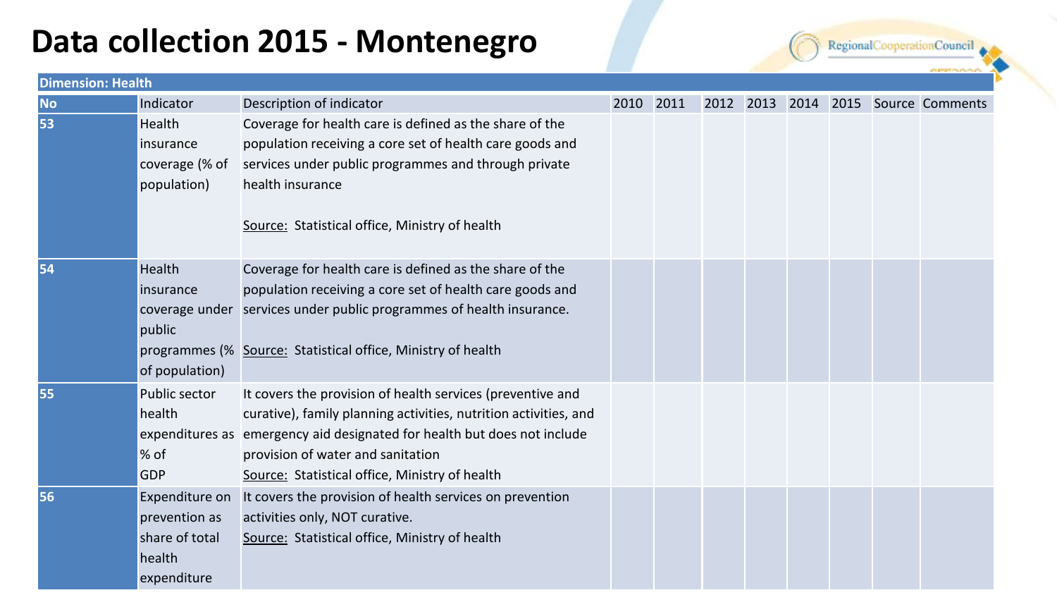# Data collection 2015 - Montenegro

| Dimension: Health | | | | | | | | | | |
|---|---|---|---|---|---|---|---|---|---|---|
| **No** | Indicator | Description of indicator | 2010 | 2011 | 2012 | 2013 | 2014 | 2015 | Source | Comments |
| **53** | Health insurance coverage (% of population) | Coverage for health care is defined as the share of the population receiving a core set of health care goods and services under public programmes and through private health insurance<br><br>Source: Statistical office, Ministry of health | | | | | | | | |
| **54** | Health insurance coverage under public programmes (% of population) | Coverage for health care is defined as the share of the population receiving a core set of health care goods and services under public programmes of health insurance.<br><br>Source: Statistical office, Ministry of health | | | | | | | | |
| **55** | Public sector health expenditures as % of GDP | It covers the provision of health services (preventive and curative), family planning activities, nutrition activities, and emergency aid designated for health but does not include provision of water and sanitation<br>Source: Statistical office, Ministry of health | | | | | | | | |
| **56** | Expenditure on prevention as share of total health expenditure | It covers the provision of health services on prevention activities only, NOT curative.<br>Source: Statistical office, Ministry of health | | | | | | | | |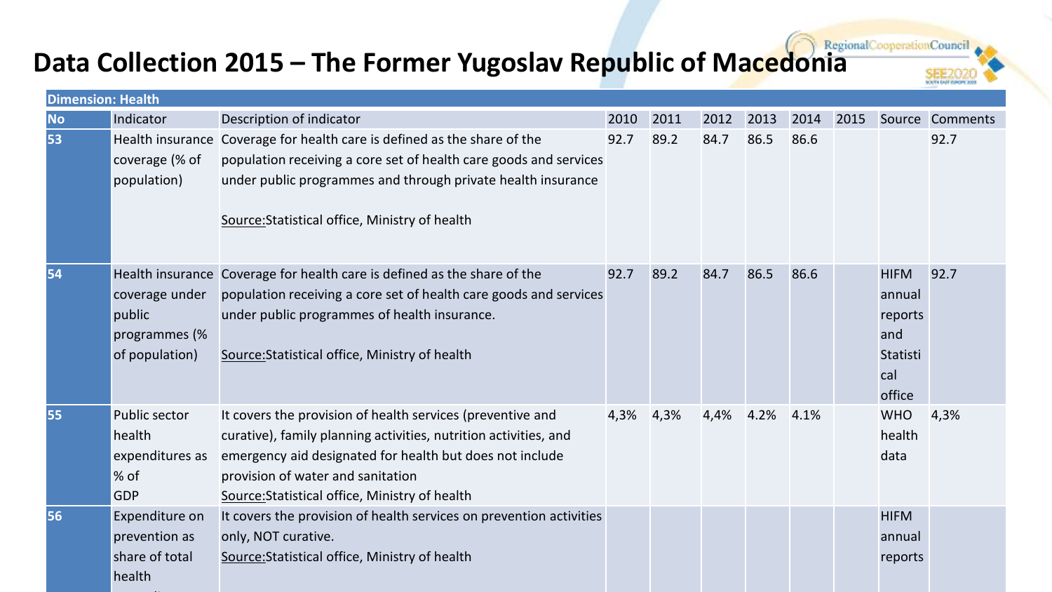# Data Collection 2015 – The Former Yugoslav Republic of Macedonia

| Dimension: Health | | | | | | | | | | |
|---|---|---|---|---|---|---|---|---|---|---|
| No | Indicator | Description of indicator | 2010 | 2011 | 2012 | 2013 | 2014 | 2015 | Source | Comments |
| 53 | Health insurance coverage (% of population) | Coverage for health care is defined as the share of the population receiving a core set of health care goods and services under public programmes and through private health insurance<br><br>Source:Statistical office, Ministry of health | 92.7 | 89.2 | 84.7 | 86.5 | 86.6 | | | 92.7 |
| 54 | Health insurance coverage under public programmes (% of population) | Coverage for health care is defined as the share of the population receiving a core set of health care goods and services under public programmes of health insurance.<br><br>Source:Statistical office, Ministry of health | 92.7 | 89.2 | 84.7 | 86.5 | 86.6 | | HIFM annual reports and Statistical office | 92.7 |
| 55 | Public sector health expenditures as % of GDP | It covers the provision of health services (preventive and curative), family planning activities, nutrition activities, and emergency aid designated for health but does not include provision of water and sanitation<br>Source:Statistical office, Ministry of health | 4,3% | 4,3% | 4,4% | 4.2% | 4.1% | | WHO health data | 4,3% |
| 56 | Expenditure on prevention as share of total health ... | It covers the provision of health services on prevention activities only, NOT curative.<br>Source:Statistical office, Ministry of health | | | | | | | HIFM annual reports | |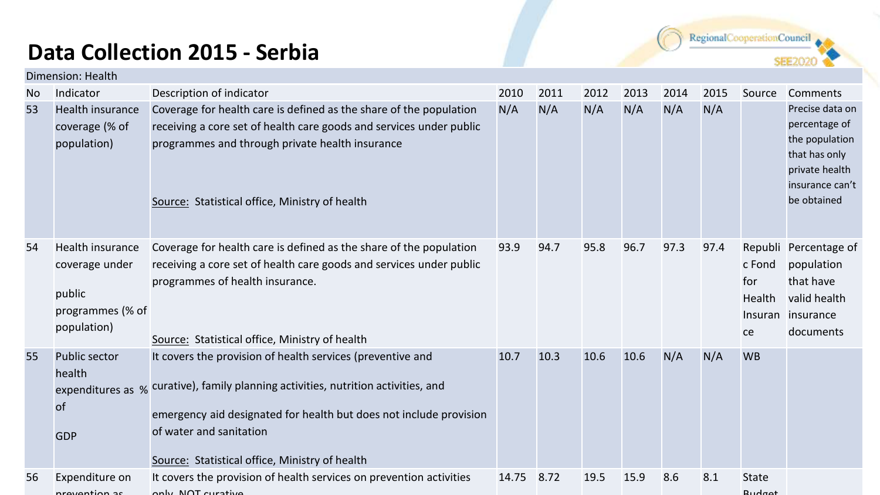# Data Collection 2015 - Serbia

Dimension: Health

| No | Indicator | Description of indicator | 2010 | 2011 | 2012 | 2013 | 2014 | 2015 | Source | Comments |
|---|---|---|---|---|---|---|---|---|---|---|
| 53 | Health insurance coverage (% of population) | Coverage for health care is defined as the share of the population receiving a core set of health care goods and services under public programmes and through private health insurance<br><br>Source: Statistical office, Ministry of health | N/A | N/A | N/A | N/A | N/A | N/A | | Precise data on percentage of the population that has only private health insurance can't be obtained |
| 54 | Health insurance coverage under public programmes (% of population) | Coverage for health care is defined as the share of the population receiving a core set of health care goods and services under public programmes of health insurance.<br><br>Source: Statistical office, Ministry of health | 93.9 | 94.7 | 95.8 | 96.7 | 97.3 | 97.4 | Republic Fond for Health Insurance | Percentage of population that have valid health insurance documents |
| 55 | Public sector health expenditures as % of GDP | It covers the provision of health services (preventive and curative), family planning activities, nutrition activities, and emergency aid designated for health but does not include provision of water and sanitation<br><br>Source: Statistical office, Ministry of health | 10.7 | 10.3 | 10.6 | 10.6 | N/A | N/A | WB | |
| 56 | Expenditure on prevention as | It covers the provision of health services on prevention activities only, NOT curative | 14.75 | 8.72 | 19.5 | 15.9 | 8.6 | 8.1 | State Budget | |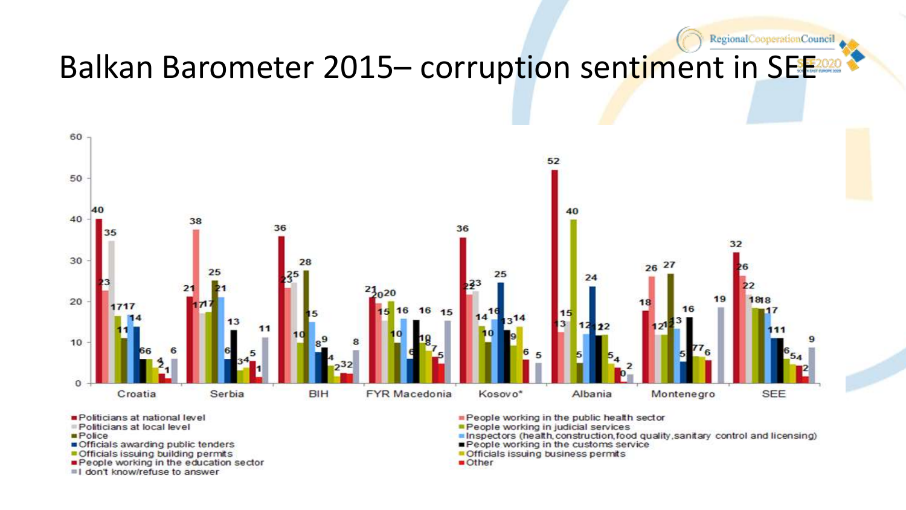# Balkan Barometer 2015– corruption sentiment in SEE

| | Croatia | Serbia | BIH | FYR Macedonia | Kosovo* | Albania | Montenegro | SEE |
|---|---|---|---|---|---|---|---|---|
| Politicians at national level | 40 | 21 | 36 | 21 | 36 | 52 | 18 | 32 |
| People working in the public health sector | 23 | 38 | 23 | 20 | 22 | 13 | 26 | 26 |
| Politicians at local level | 35 | 17 | 25 | 15 | 23 | 15 | 12 | 22 |
| People working in judicial services | 17 | 17 | 10 | 20 | 14 | 40 | 12 | 18 |
| Police | 11 | 25 | 28 | 10 | 10 | 5 | 27 | 18 |
| Inspectors (health, construction, food quality, sanitary control and licensing) | 17 | 21 | 15 | 16 | 16 | 12 | 13 | 17 |
| Officials awarding public tenders | 14 | 6 | 8 | 6 | 25 | 24 | 5 | 11 |
| People working in the customs service | 6 | 13 | 9 | 16 | 13 | 12 | 16 | 11 |
| Officials issuing building permits | 6 | 3 | 4 | 10 | 9 | 12 | 7 | 6 |
| Officials issuing business permits | 4 | 4 | 2 | 8 | 14 | 5 | 7 | 5 |
| People working in the education sector | 2 | 5 | 3 | 7 | 6 | 4 | 6 | 4 |
| Other | 1 | 1 | 2 | 5 | | 0 | | 2 |
| I don't know/refuse to answer | 6 | 11 | 8 | 15 | 5 | 2 | 19 | 9 |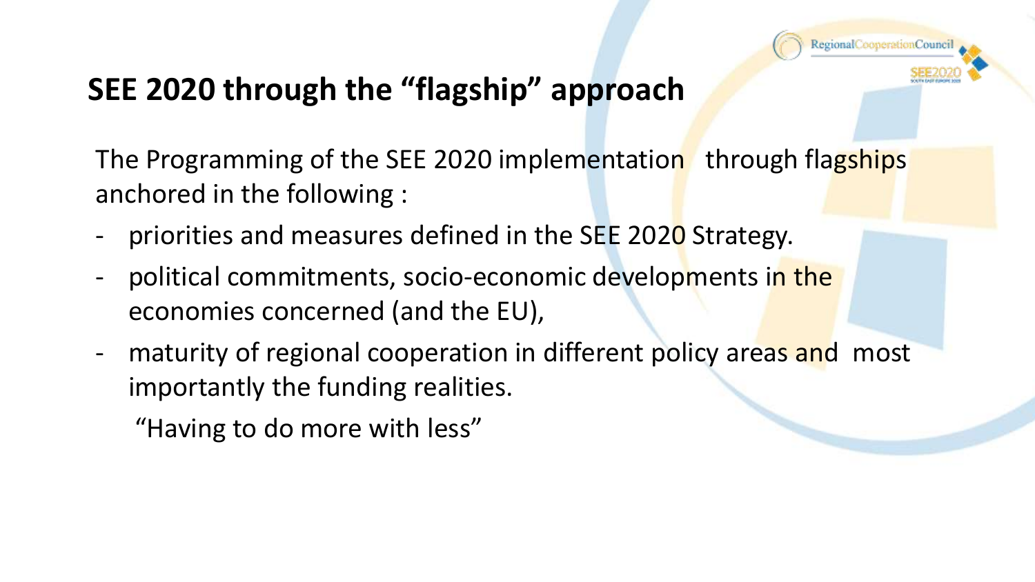## SEE 2020 through the "flagship" approach

The Programming of the SEE 2020 implementation through flagships anchored in the following :

- priorities and measures defined in the SEE 2020 Strategy.
- political commitments, socio-economic developments in the economies concerned (and the EU),
- maturity of regional cooperation in different policy areas and most importantly the funding realities.

  "Having to do more with less"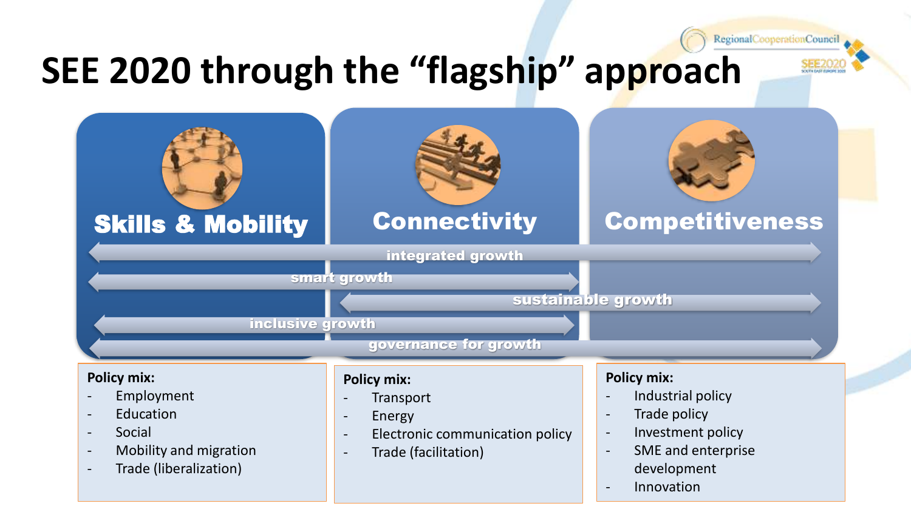# SEE 2020 through the “flagship” approach

## Skills & Mobility

## Connectivity

## Competitiveness

integrated growth

smart growth

sustainable growth

inclusive growth

governance for growth

**Policy mix:**
- Employment
- Education
- Social
- Mobility and migration
- Trade (liberalization)

**Policy mix:**
- Transport
- Energy
- Electronic communication policy
- Trade (facilitation)

**Policy mix:**
- Industrial policy
- Trade policy
- Investment policy
- SME and enterprise development
- Innovation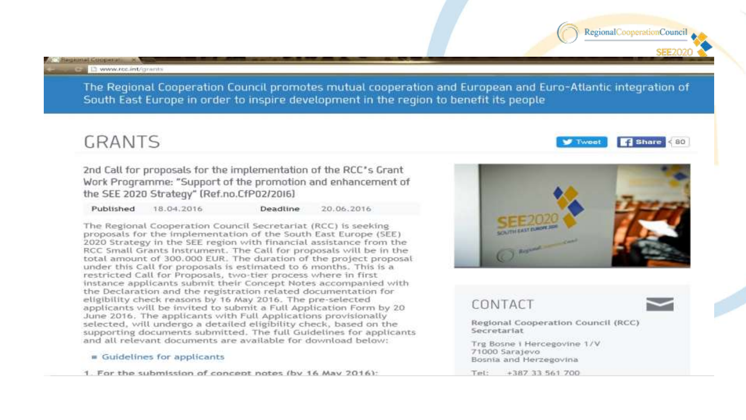RegionalCooperationCouncil SEE2020

The Regional Cooperation Council promotes mutual cooperation and European and Euro-Atlantic integration of South East Europe in order to inspire development in the region to benefit its people

# GRANTS

2nd Call for proposals for the implementation of the RCC's Grant Work Programme: "Support of the promotion and enhancement of the SEE 2020 Strategy" (Ref.no.CfP02/2016)

| Published | 18.04.2016 | Deadline | 20.06.2016 |
|---|---|---|---|

The Regional Cooperation Council Secretariat (RCC) is seeking proposals for the implementation of the South East Europe (SEE) 2020 Strategy in the SEE region with financial assistance from the RCC Small Grants Instrument. The Call for proposals will be in the total amount of 300.000 EUR. The duration of the project proposal under this Call for proposals is estimated to 6 months. This is a restricted Call for Proposals, two-tier process where in first instance applicants submit their Concept Notes accompanied with the Declaration and the registration related documentation for eligibility check reasons by 16 May 2016. The pre-selected applicants will be invited to submit a Full Application Form by 20 June 2016. The applicants with Full Applications provisionally selected, will undergo a detailed eligibility check, based on the supporting documents submitted. The full Guidelines for applicants and all relevant documents are available for download below:

- Guidelines for applicants

1. For the submission of concept notes (by 16 May 2016):

## CONTACT

**Regional Cooperation Council (RCC) Secretariat**

Trg Bosne i Hercegovine 1/V
71000 Sarajevo
Bosnia and Herzegovina

Tel: +387 33 561 700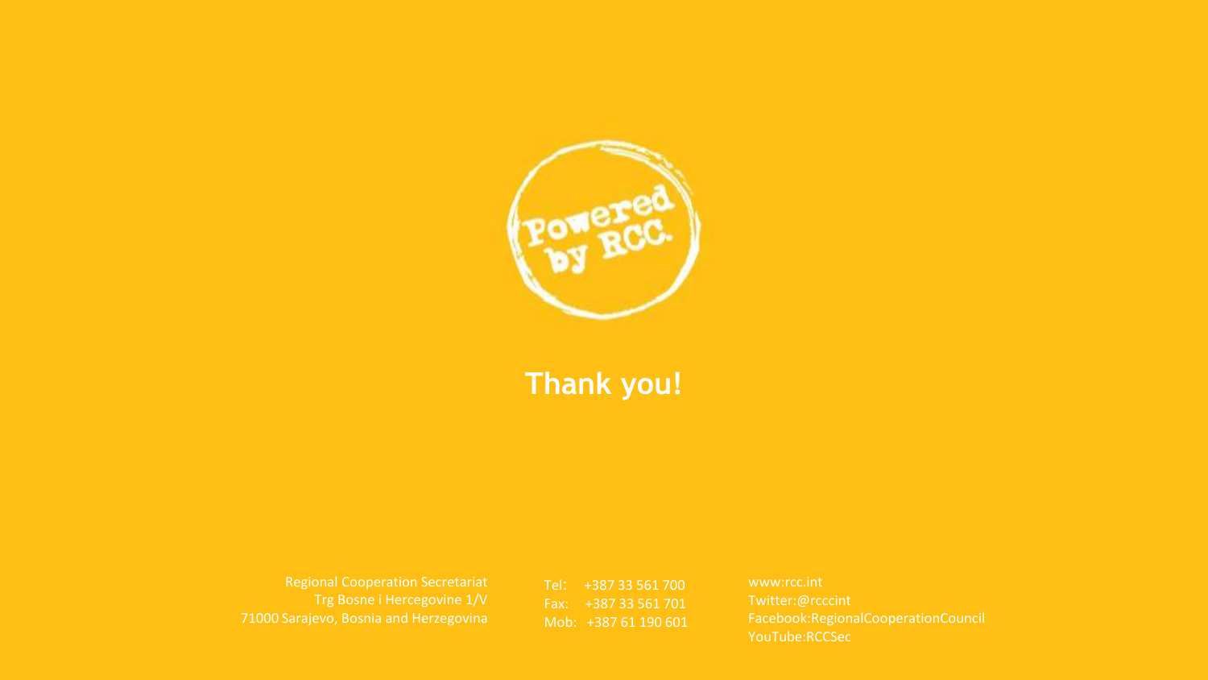Powered by RCC.

# Thank you!

Regional Cooperation Secretariat
Trg Bosne i Hercegovine 1/V
71000 Sarajevo, Bosnia and Herzegovina

Tel: +387 33 561 700
Fax: +387 33 561 701
Mob: +387 61 190 601

www:rcc.int
Twitter:@rcccint
Facebook:RegionalCooperationCouncil
YouTube:RCCSec